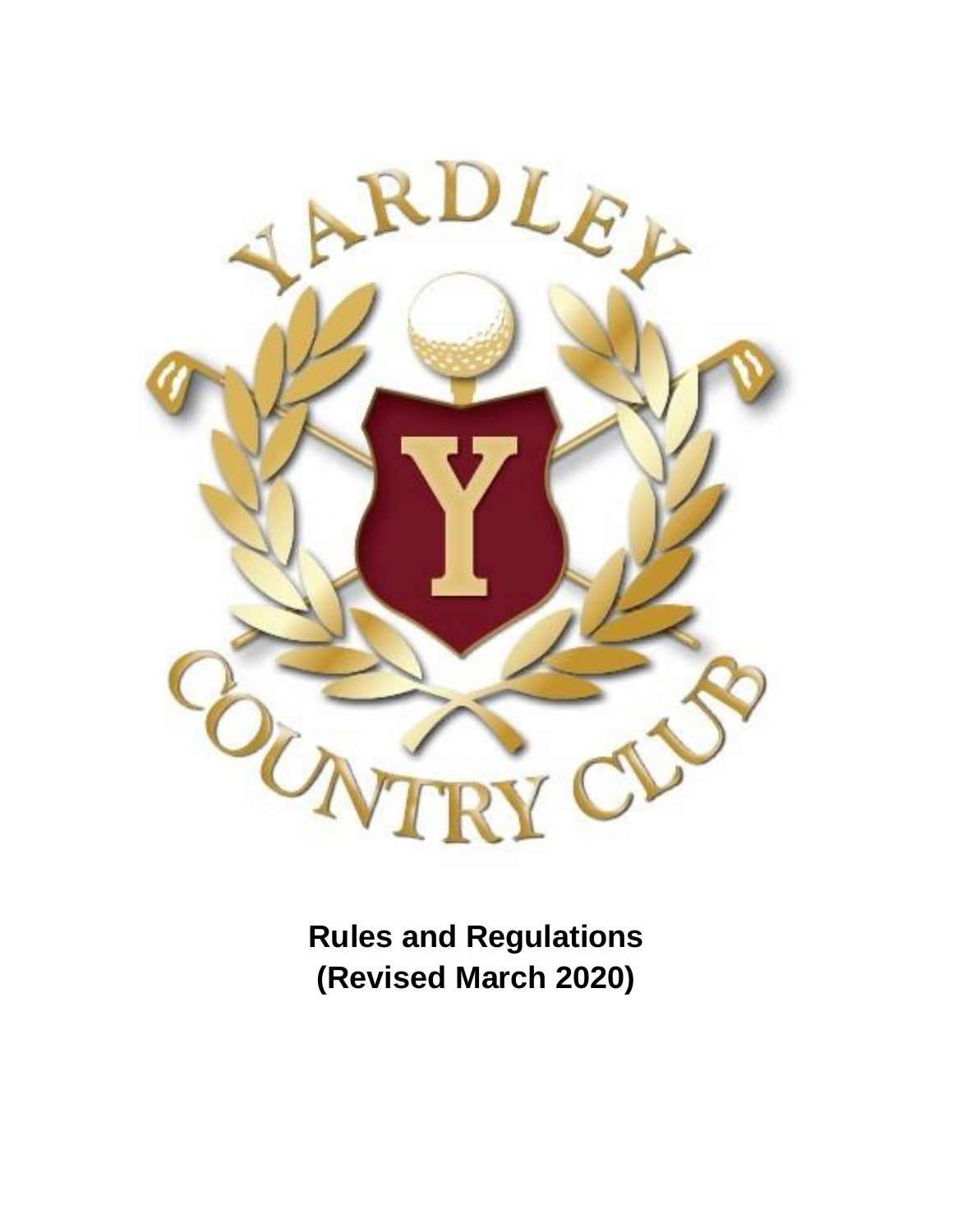YARDLEY COUNTRY CLUB

**Rules and Regulations**
**(Revised March 2020)**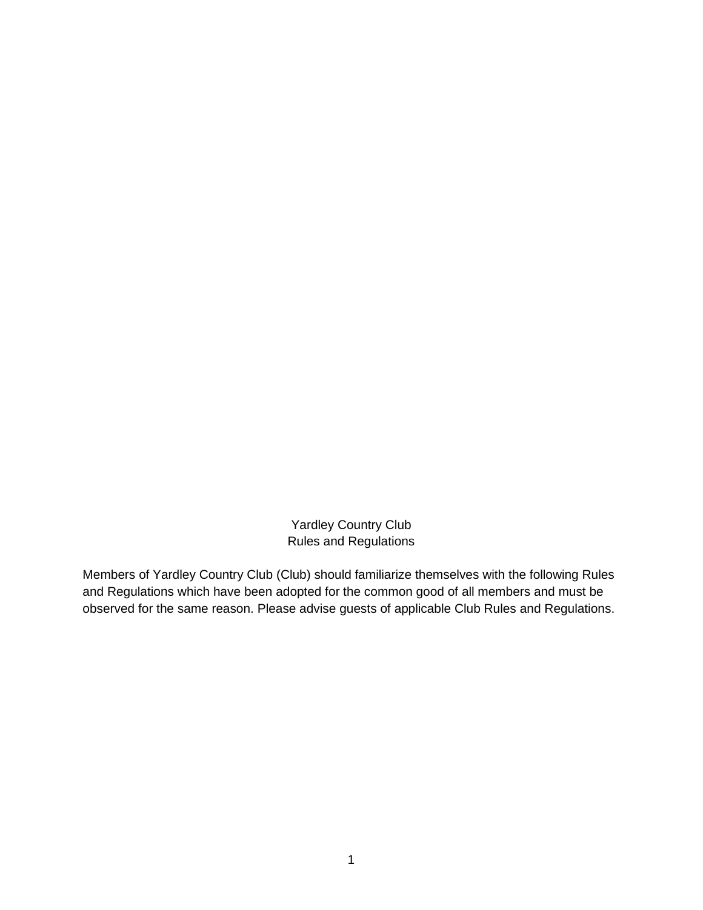# Yardley Country Club
## Rules and Regulations

Members of Yardley Country Club (Club) should familiarize themselves with the following Rules and Regulations which have been adopted for the common good of all members and must be observed for the same reason. Please advise guests of applicable Club Rules and Regulations.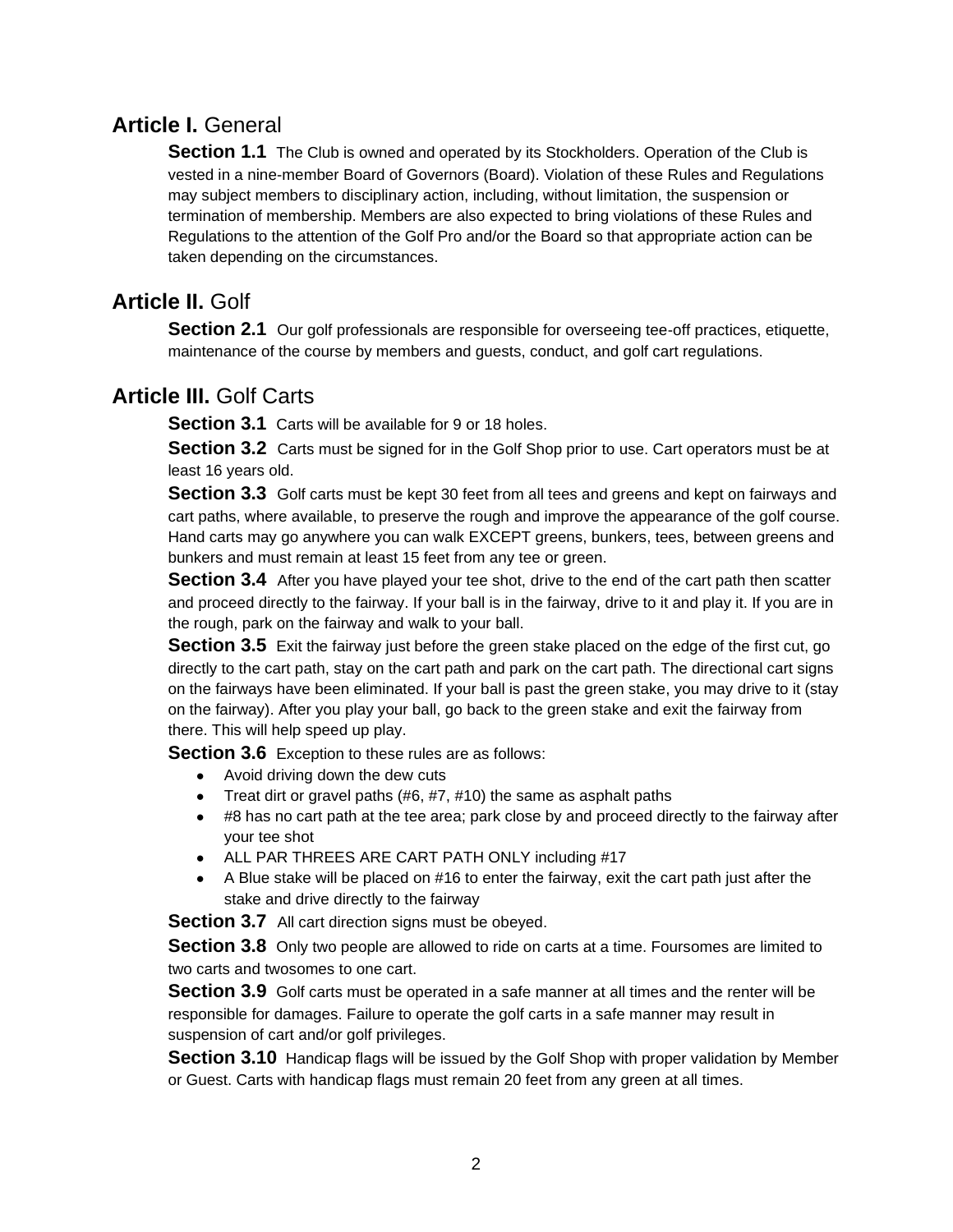## **Article I.** General

**Section 1.1** The Club is owned and operated by its Stockholders. Operation of the Club is vested in a nine-member Board of Governors (Board). Violation of these Rules and Regulations may subject members to disciplinary action, including, without limitation, the suspension or termination of membership. Members are also expected to bring violations of these Rules and Regulations to the attention of the Golf Pro and/or the Board so that appropriate action can be taken depending on the circumstances.

## **Article II.** Golf

**Section 2.1** Our golf professionals are responsible for overseeing tee-off practices, etiquette, maintenance of the course by members and guests, conduct, and golf cart regulations.

## **Article III.** Golf Carts

**Section 3.1** Carts will be available for 9 or 18 holes.

**Section 3.2** Carts must be signed for in the Golf Shop prior to use. Cart operators must be at least 16 years old.

**Section 3.3** Golf carts must be kept 30 feet from all tees and greens and kept on fairways and cart paths, where available, to preserve the rough and improve the appearance of the golf course. Hand carts may go anywhere you can walk EXCEPT greens, bunkers, tees, between greens and bunkers and must remain at least 15 feet from any tee or green.

**Section 3.4** After you have played your tee shot, drive to the end of the cart path then scatter and proceed directly to the fairway. If your ball is in the fairway, drive to it and play it. If you are in the rough, park on the fairway and walk to your ball.

**Section 3.5** Exit the fairway just before the green stake placed on the edge of the first cut, go directly to the cart path, stay on the cart path and park on the cart path. The directional cart signs on the fairways have been eliminated. If your ball is past the green stake, you may drive to it (stay on the fairway). After you play your ball, go back to the green stake and exit the fairway from there. This will help speed up play.

**Section 3.6** Exception to these rules are as follows:

- Avoid driving down the dew cuts
- Treat dirt or gravel paths (#6, #7, #10) the same as asphalt paths
- #8 has no cart path at the tee area; park close by and proceed directly to the fairway after your tee shot
- ALL PAR THREES ARE CART PATH ONLY including #17
- A Blue stake will be placed on #16 to enter the fairway, exit the cart path just after the stake and drive directly to the fairway

**Section 3.7** All cart direction signs must be obeyed.

**Section 3.8** Only two people are allowed to ride on carts at a time. Foursomes are limited to two carts and twosomes to one cart.

**Section 3.9** Golf carts must be operated in a safe manner at all times and the renter will be responsible for damages. Failure to operate the golf carts in a safe manner may result in suspension of cart and/or golf privileges.

**Section 3.10** Handicap flags will be issued by the Golf Shop with proper validation by Member or Guest. Carts with handicap flags must remain 20 feet from any green at all times.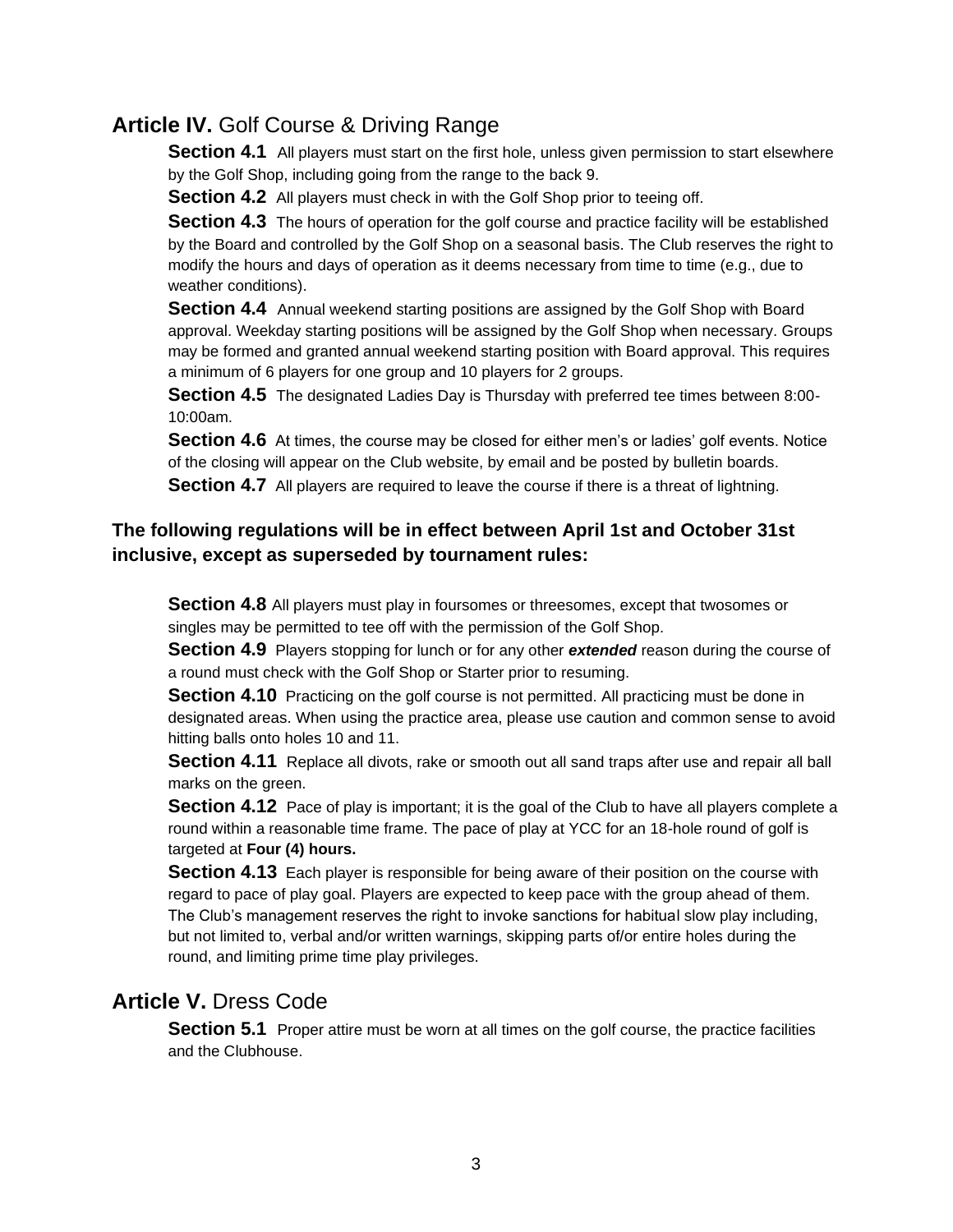## **Article IV.** Golf Course & Driving Range

**Section 4.1** All players must start on the first hole, unless given permission to start elsewhere by the Golf Shop, including going from the range to the back 9.

**Section 4.2** All players must check in with the Golf Shop prior to teeing off.

**Section 4.3** The hours of operation for the golf course and practice facility will be established by the Board and controlled by the Golf Shop on a seasonal basis. The Club reserves the right to modify the hours and days of operation as it deems necessary from time to time (e.g., due to weather conditions).

**Section 4.4** Annual weekend starting positions are assigned by the Golf Shop with Board approval. Weekday starting positions will be assigned by the Golf Shop when necessary. Groups may be formed and granted annual weekend starting position with Board approval. This requires a minimum of 6 players for one group and 10 players for 2 groups.

**Section 4.5** The designated Ladies Day is Thursday with preferred tee times between 8:00-10:00am.

**Section 4.6** At times, the course may be closed for either men's or ladies' golf events. Notice of the closing will appear on the Club website, by email and be posted by bulletin boards.

**Section 4.7** All players are required to leave the course if there is a threat of lightning.

**The following regulations will be in effect between April 1st and October 31st inclusive, except as superseded by tournament rules:**

**Section 4.8** All players must play in foursomes or threesomes, except that twosomes or singles may be permitted to tee off with the permission of the Golf Shop.

**Section 4.9** Players stopping for lunch or for any other ***extended*** reason during the course of a round must check with the Golf Shop or Starter prior to resuming.

**Section 4.10** Practicing on the golf course is not permitted. All practicing must be done in designated areas. When using the practice area, please use caution and common sense to avoid hitting balls onto holes 10 and 11.

**Section 4.11** Replace all divots, rake or smooth out all sand traps after use and repair all ball marks on the green.

**Section 4.12** Pace of play is important; it is the goal of the Club to have all players complete a round within a reasonable time frame. The pace of play at YCC for an 18-hole round of golf is targeted at **Four (4) hours.**

**Section 4.13** Each player is responsible for being aware of their position on the course with regard to pace of play goal. Players are expected to keep pace with the group ahead of them. The Club's management reserves the right to invoke sanctions for habitual slow play including, but not limited to, verbal and/or written warnings, skipping parts of/or entire holes during the round, and limiting prime time play privileges.

## **Article V.** Dress Code

**Section 5.1** Proper attire must be worn at all times on the golf course, the practice facilities and the Clubhouse.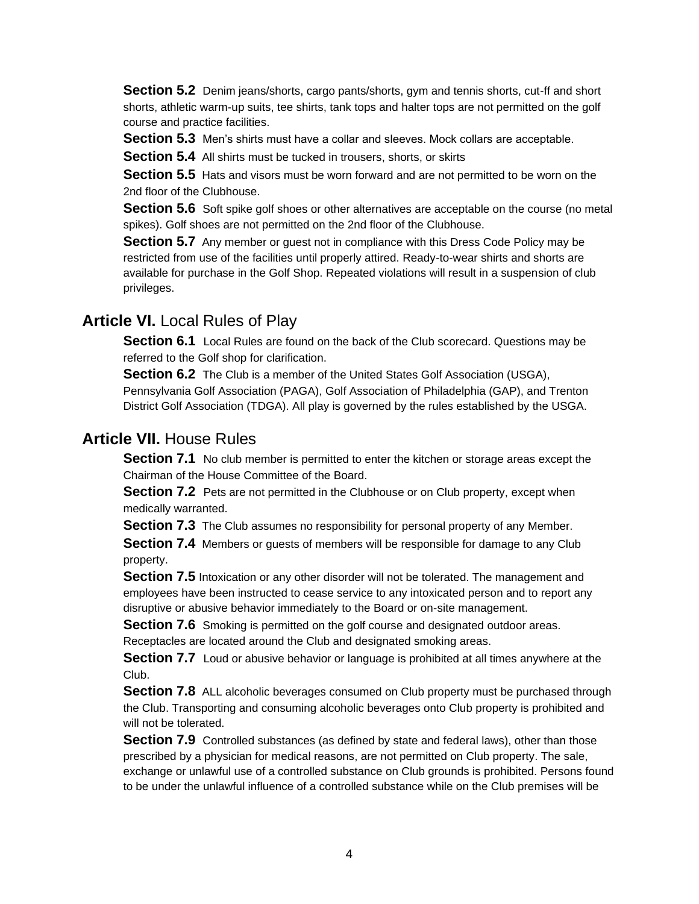**Section 5.2** Denim jeans/shorts, cargo pants/shorts, gym and tennis shorts, cut-ff and short shorts, athletic warm-up suits, tee shirts, tank tops and halter tops are not permitted on the golf course and practice facilities.

**Section 5.3** Men's shirts must have a collar and sleeves. Mock collars are acceptable.

**Section 5.4** All shirts must be tucked in trousers, shorts, or skirts

**Section 5.5** Hats and visors must be worn forward and are not permitted to be worn on the 2nd floor of the Clubhouse.

**Section 5.6** Soft spike golf shoes or other alternatives are acceptable on the course (no metal spikes). Golf shoes are not permitted on the 2nd floor of the Clubhouse.

**Section 5.7** Any member or guest not in compliance with this Dress Code Policy may be restricted from use of the facilities until properly attired. Ready-to-wear shirts and shorts are available for purchase in the Golf Shop. Repeated violations will result in a suspension of club privileges.

## **Article VI.** Local Rules of Play

**Section 6.1** Local Rules are found on the back of the Club scorecard. Questions may be referred to the Golf shop for clarification.

**Section 6.2** The Club is a member of the United States Golf Association (USGA), Pennsylvania Golf Association (PAGA), Golf Association of Philadelphia (GAP), and Trenton District Golf Association (TDGA). All play is governed by the rules established by the USGA.

## **Article VII.** House Rules

**Section 7.1** No club member is permitted to enter the kitchen or storage areas except the Chairman of the House Committee of the Board.

**Section 7.2** Pets are not permitted in the Clubhouse or on Club property, except when medically warranted.

**Section 7.3** The Club assumes no responsibility for personal property of any Member.

**Section 7.4** Members or guests of members will be responsible for damage to any Club property.

**Section 7.5** Intoxication or any other disorder will not be tolerated. The management and employees have been instructed to cease service to any intoxicated person and to report any disruptive or abusive behavior immediately to the Board or on-site management.

**Section 7.6** Smoking is permitted on the golf course and designated outdoor areas. Receptacles are located around the Club and designated smoking areas.

**Section 7.7** Loud or abusive behavior or language is prohibited at all times anywhere at the Club.

**Section 7.8** ALL alcoholic beverages consumed on Club property must be purchased through the Club. Transporting and consuming alcoholic beverages onto Club property is prohibited and will not be tolerated.

**Section 7.9** Controlled substances (as defined by state and federal laws), other than those prescribed by a physician for medical reasons, are not permitted on Club property. The sale, exchange or unlawful use of a controlled substance on Club grounds is prohibited. Persons found to be under the unlawful influence of a controlled substance while on the Club premises will be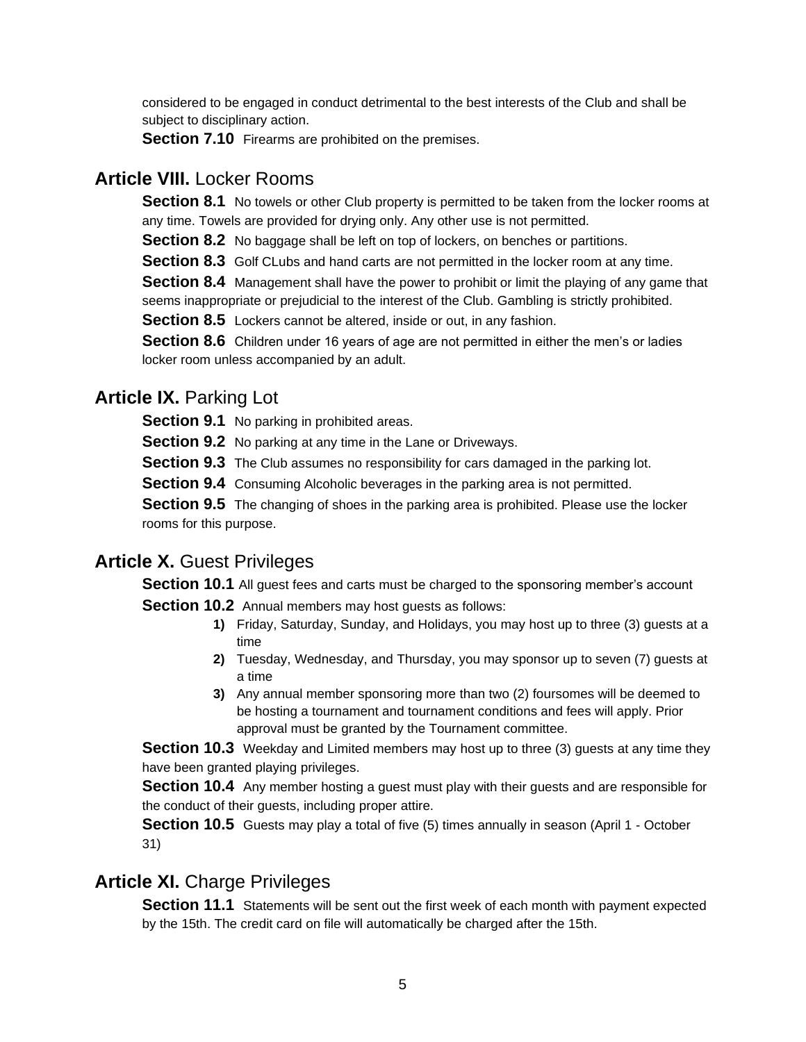considered to be engaged in conduct detrimental to the best interests of the Club and shall be subject to disciplinary action.

**Section 7.10** Firearms are prohibited on the premises.

## **Article VIII.** Locker Rooms

**Section 8.1** No towels or other Club property is permitted to be taken from the locker rooms at any time. Towels are provided for drying only. Any other use is not permitted.

**Section 8.2** No baggage shall be left on top of lockers, on benches or partitions.

**Section 8.3** Golf CLubs and hand carts are not permitted in the locker room at any time.

**Section 8.4** Management shall have the power to prohibit or limit the playing of any game that seems inappropriate or prejudicial to the interest of the Club. Gambling is strictly prohibited.

**Section 8.5** Lockers cannot be altered, inside or out, in any fashion.

**Section 8.6** Children under 16 years of age are not permitted in either the men's or ladies locker room unless accompanied by an adult.

## **Article IX.** Parking Lot

**Section 9.1** No parking in prohibited areas.

**Section 9.2** No parking at any time in the Lane or Driveways.

**Section 9.3** The Club assumes no responsibility for cars damaged in the parking lot.

**Section 9.4** Consuming Alcoholic beverages in the parking area is not permitted.

**Section 9.5** The changing of shoes in the parking area is prohibited. Please use the locker rooms for this purpose.

## **Article X.** Guest Privileges

**Section 10.1** All guest fees and carts must be charged to the sponsoring member's account

**Section 10.2** Annual members may host guests as follows:

1) Friday, Saturday, Sunday, and Holidays, you may host up to three (3) guests at a time
2) Tuesday, Wednesday, and Thursday, you may sponsor up to seven (7) guests at a time
3) Any annual member sponsoring more than two (2) foursomes will be deemed to be hosting a tournament and tournament conditions and fees will apply. Prior approval must be granted by the Tournament committee.

**Section 10.3** Weekday and Limited members may host up to three (3) guests at any time they have been granted playing privileges.

**Section 10.4** Any member hosting a guest must play with their guests and are responsible for the conduct of their guests, including proper attire.

**Section 10.5** Guests may play a total of five (5) times annually in season (April 1 - October 31)

## **Article XI.** Charge Privileges

**Section 11.1** Statements will be sent out the first week of each month with payment expected by the 15th. The credit card on file will automatically be charged after the 15th.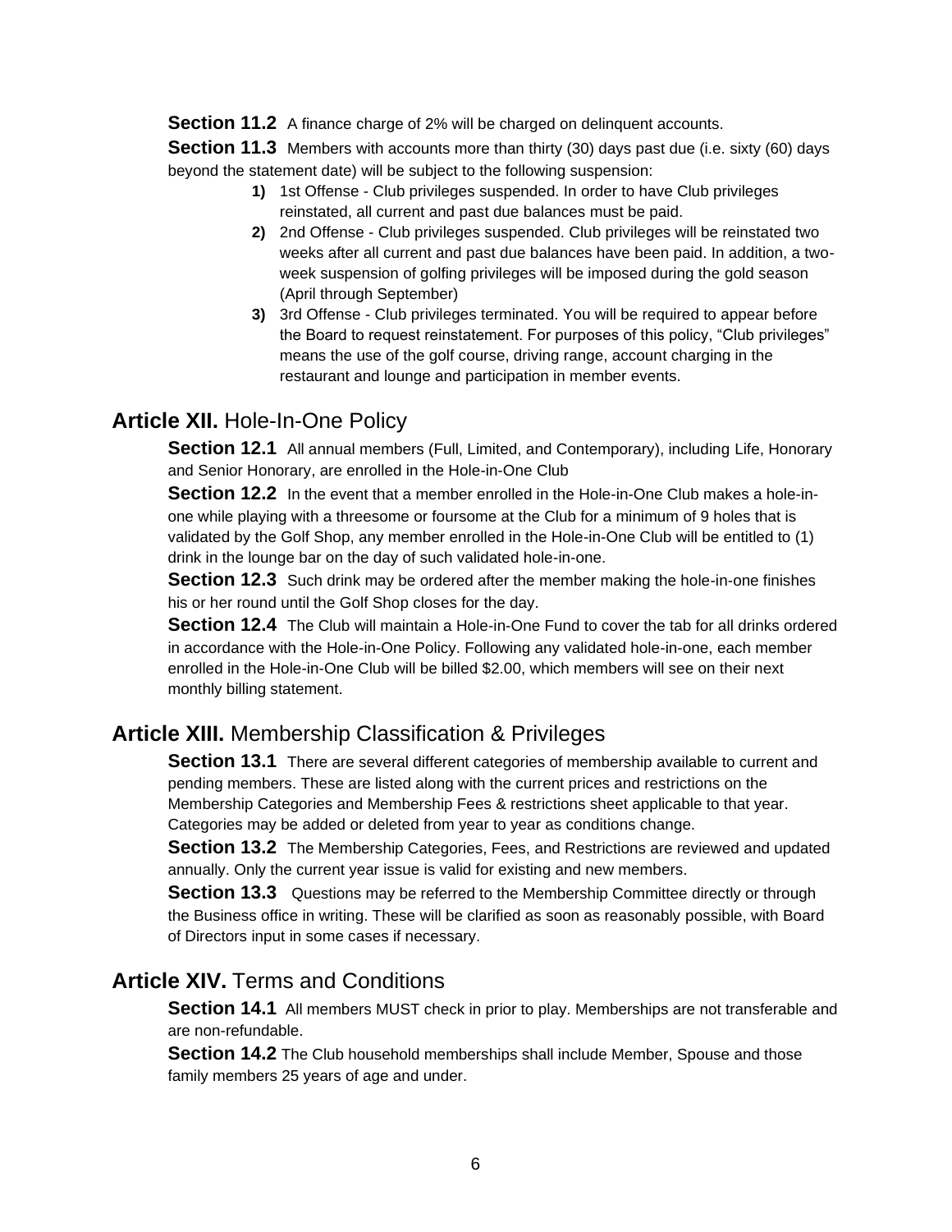**Section 11.2** A finance charge of 2% will be charged on delinquent accounts.

**Section 11.3** Members with accounts more than thirty (30) days past due (i.e. sixty (60) days beyond the statement date) will be subject to the following suspension:

1) 1st Offense - Club privileges suspended. In order to have Club privileges reinstated, all current and past due balances must be paid.
2) 2nd Offense - Club privileges suspended. Club privileges will be reinstated two weeks after all current and past due balances have been paid. In addition, a two-week suspension of golfing privileges will be imposed during the gold season (April through September)
3) 3rd Offense - Club privileges terminated. You will be required to appear before the Board to request reinstatement. For purposes of this policy, "Club privileges" means the use of the golf course, driving range, account charging in the restaurant and lounge and participation in member events.

## **Article XII.** Hole-In-One Policy

**Section 12.1** All annual members (Full, Limited, and Contemporary), including Life, Honorary and Senior Honorary, are enrolled in the Hole-in-One Club

**Section 12.2** In the event that a member enrolled in the Hole-in-One Club makes a hole-in-one while playing with a threesome or foursome at the Club for a minimum of 9 holes that is validated by the Golf Shop, any member enrolled in the Hole-in-One Club will be entitled to (1) drink in the lounge bar on the day of such validated hole-in-one.

**Section 12.3** Such drink may be ordered after the member making the hole-in-one finishes his or her round until the Golf Shop closes for the day.

**Section 12.4** The Club will maintain a Hole-in-One Fund to cover the tab for all drinks ordered in accordance with the Hole-in-One Policy. Following any validated hole-in-one, each member enrolled in the Hole-in-One Club will be billed $2.00, which members will see on their next monthly billing statement.

## **Article XIII.** Membership Classification & Privileges

**Section 13.1** There are several different categories of membership available to current and pending members. These are listed along with the current prices and restrictions on the Membership Categories and Membership Fees & restrictions sheet applicable to that year. Categories may be added or deleted from year to year as conditions change.

**Section 13.2** The Membership Categories, Fees, and Restrictions are reviewed and updated annually. Only the current year issue is valid for existing and new members.

**Section 13.3** Questions may be referred to the Membership Committee directly or through the Business office in writing. These will be clarified as soon as reasonably possible, with Board of Directors input in some cases if necessary.

## **Article XIV.** Terms and Conditions

**Section 14.1** All members MUST check in prior to play. Memberships are not transferable and are non-refundable.

**Section 14.2** The Club household memberships shall include Member, Spouse and those family members 25 years of age and under.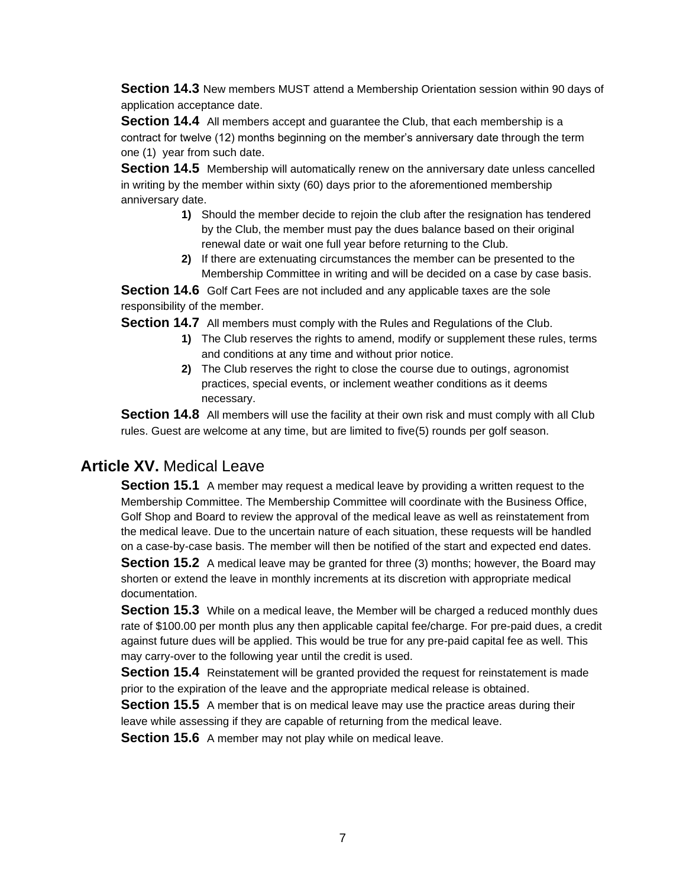**Section 14.3** New members MUST attend a Membership Orientation session within 90 days of application acceptance date.

**Section 14.4** All members accept and guarantee the Club, that each membership is a contract for twelve (12) months beginning on the member's anniversary date through the term one (1) year from such date.

**Section 14.5** Membership will automatically renew on the anniversary date unless cancelled in writing by the member within sixty (60) days prior to the aforementioned membership anniversary date.

1) Should the member decide to rejoin the club after the resignation has tendered by the Club, the member must pay the dues balance based on their original renewal date or wait one full year before returning to the Club.
2) If there are extenuating circumstances the member can be presented to the Membership Committee in writing and will be decided on a case by case basis.

**Section 14.6** Golf Cart Fees are not included and any applicable taxes are the sole responsibility of the member.

**Section 14.7** All members must comply with the Rules and Regulations of the Club.

1) The Club reserves the rights to amend, modify or supplement these rules, terms and conditions at any time and without prior notice.
2) The Club reserves the right to close the course due to outings, agronomist practices, special events, or inclement weather conditions as it deems necessary.

**Section 14.8** All members will use the facility at their own risk and must comply with all Club rules. Guest are welcome at any time, but are limited to five(5) rounds per golf season.

## **Article XV.** Medical Leave

**Section 15.1** A member may request a medical leave by providing a written request to the Membership Committee. The Membership Committee will coordinate with the Business Office, Golf Shop and Board to review the approval of the medical leave as well as reinstatement from the medical leave. Due to the uncertain nature of each situation, these requests will be handled on a case-by-case basis. The member will then be notified of the start and expected end dates.

**Section 15.2** A medical leave may be granted for three (3) months; however, the Board may shorten or extend the leave in monthly increments at its discretion with appropriate medical documentation.

**Section 15.3** While on a medical leave, the Member will be charged a reduced monthly dues rate of $100.00 per month plus any then applicable capital fee/charge. For pre-paid dues, a credit against future dues will be applied. This would be true for any pre-paid capital fee as well. This may carry-over to the following year until the credit is used.

**Section 15.4** Reinstatement will be granted provided the request for reinstatement is made prior to the expiration of the leave and the appropriate medical release is obtained.

**Section 15.5** A member that is on medical leave may use the practice areas during their leave while assessing if they are capable of returning from the medical leave.

**Section 15.6** A member may not play while on medical leave.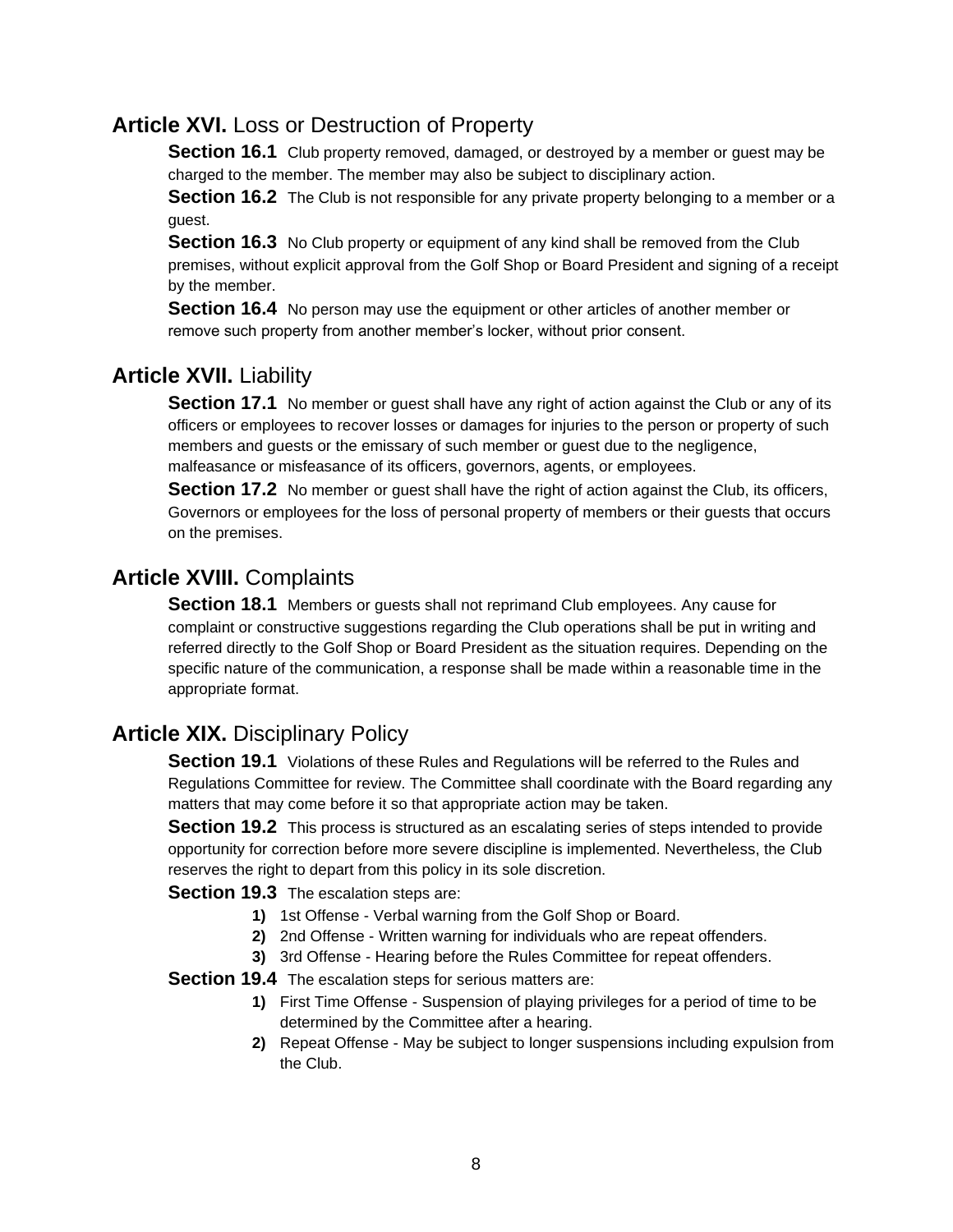## **Article XVI.** Loss or Destruction of Property

**Section 16.1** Club property removed, damaged, or destroyed by a member or guest may be charged to the member. The member may also be subject to disciplinary action.

**Section 16.2** The Club is not responsible for any private property belonging to a member or a guest.

**Section 16.3** No Club property or equipment of any kind shall be removed from the Club premises, without explicit approval from the Golf Shop or Board President and signing of a receipt by the member.

**Section 16.4** No person may use the equipment or other articles of another member or remove such property from another member's locker, without prior consent.

## **Article XVII.** Liability

**Section 17.1** No member or guest shall have any right of action against the Club or any of its officers or employees to recover losses or damages for injuries to the person or property of such members and guests or the emissary of such member or guest due to the negligence, malfeasance or misfeasance of its officers, governors, agents, or employees.

**Section 17.2** No member or guest shall have the right of action against the Club, its officers, Governors or employees for the loss of personal property of members or their guests that occurs on the premises.

## **Article XVIII.** Complaints

**Section 18.1** Members or guests shall not reprimand Club employees. Any cause for complaint or constructive suggestions regarding the Club operations shall be put in writing and referred directly to the Golf Shop or Board President as the situation requires. Depending on the specific nature of the communication, a response shall be made within a reasonable time in the appropriate format.

## **Article XIX.** Disciplinary Policy

**Section 19.1** Violations of these Rules and Regulations will be referred to the Rules and Regulations Committee for review. The Committee shall coordinate with the Board regarding any matters that may come before it so that appropriate action may be taken.

**Section 19.2** This process is structured as an escalating series of steps intended to provide opportunity for correction before more severe discipline is implemented. Nevertheless, the Club reserves the right to depart from this policy in its sole discretion.

**Section 19.3** The escalation steps are:

1) 1st Offense - Verbal warning from the Golf Shop or Board.
2) 2nd Offense - Written warning for individuals who are repeat offenders.
3) 3rd Offense - Hearing before the Rules Committee for repeat offenders.

**Section 19.4** The escalation steps for serious matters are:

1) First Time Offense - Suspension of playing privileges for a period of time to be determined by the Committee after a hearing.
2) Repeat Offense - May be subject to longer suspensions including expulsion from the Club.